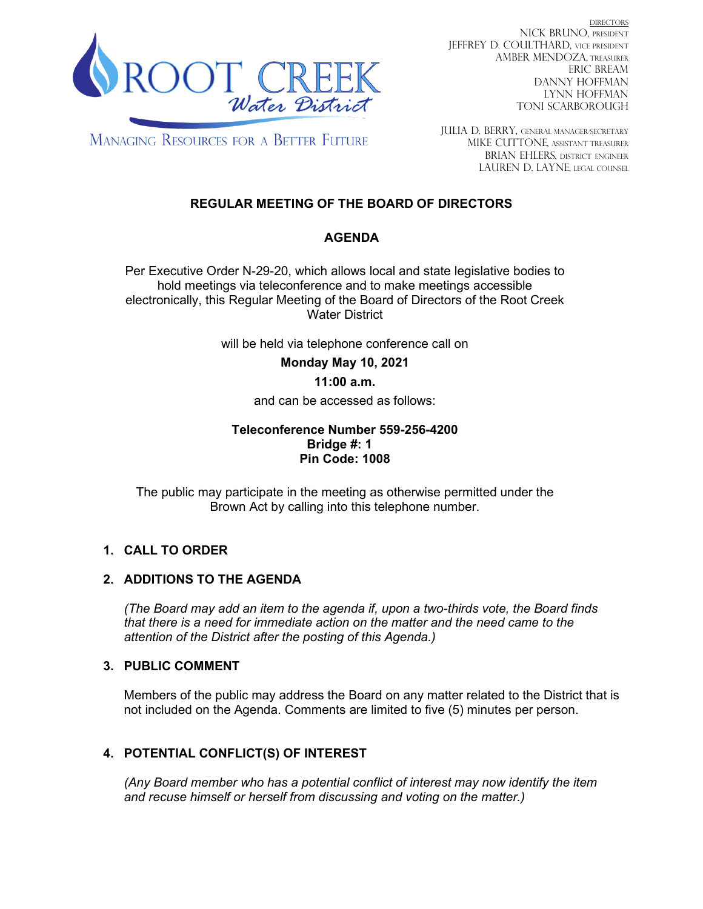ROOT CREEK *Water District*

MANAGING RESOURCES FOR A BETTER FUTURE

DIRECTORS
NICK BRUNO, PRESIDENT
JEFFREY D. COULTHARD, VICE PRESIDENT
AMBER MENDOZA, TREASURER
ERIC BREAM
DANNY HOFFMAN
LYNN HOFFMAN
TONI SCARBOROUGH

JULIA D. BERRY, GENERAL MANAGER/SECRETARY
MIKE CUTTONE, ASSISTANT TREASURER
BRIAN EHLERS, DISTRICT ENGINEER
LAUREN D. LAYNE, LEGAL COUNSEL

# REGULAR MEETING OF THE BOARD OF DIRECTORS

## AGENDA

Per Executive Order N-29-20, which allows local and state legislative bodies to hold meetings via teleconference and to make meetings accessible electronically, this Regular Meeting of the Board of Directors of the Root Creek Water District

will be held via telephone conference call on

**Monday May 10, 2021**

**11:00 a.m.**

and can be accessed as follows:

**Teleconference Number 559-256-4200**
**Bridge #: 1**
**Pin Code: 1008**

The public may participate in the meeting as otherwise permitted under the Brown Act by calling into this telephone number.

### 1. CALL TO ORDER

### 2. ADDITIONS TO THE AGENDA

*(The Board may add an item to the agenda if, upon a two-thirds vote, the Board finds that there is a need for immediate action on the matter and the need came to the attention of the District after the posting of this Agenda.)*

### 3. PUBLIC COMMENT

Members of the public may address the Board on any matter related to the District that is not included on the Agenda. Comments are limited to five (5) minutes per person.

### 4. POTENTIAL CONFLICT(S) OF INTEREST

*(Any Board member who has a potential conflict of interest may now identify the item and recuse himself or herself from discussing and voting on the matter.)*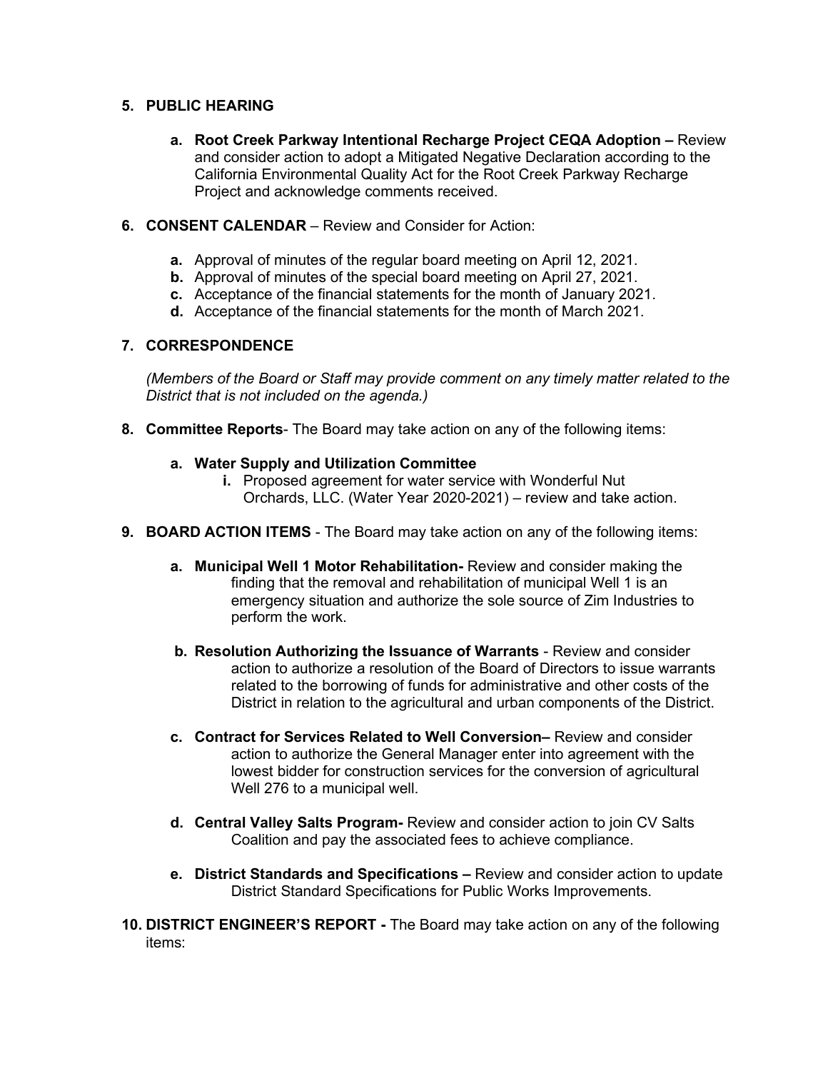5. **PUBLIC HEARING**

   a. **Root Creek Parkway Intentional Recharge Project CEQA Adoption –** Review and consider action to adopt a Mitigated Negative Declaration according to the California Environmental Quality Act for the Root Creek Parkway Recharge Project and acknowledge comments received.

6. **CONSENT CALENDAR** – Review and Consider for Action:

   a. Approval of minutes of the regular board meeting on April 12, 2021.
   b. Approval of minutes of the special board meeting on April 27, 2021.
   c. Acceptance of the financial statements for the month of January 2021.
   d. Acceptance of the financial statements for the month of March 2021.

7. **CORRESPONDENCE**

   *(Members of the Board or Staff may provide comment on any timely matter related to the District that is not included on the agenda.)*

8. **Committee Reports**- The Board may take action on any of the following items:

   a. **Water Supply and Utilization Committee**
      i. Proposed agreement for water service with Wonderful Nut Orchards, LLC. (Water Year 2020-2021) – review and take action.

9. **BOARD ACTION ITEMS** - The Board may take action on any of the following items:

   a. **Municipal Well 1 Motor Rehabilitation-** Review and consider making the finding that the removal and rehabilitation of municipal Well 1 is an emergency situation and authorize the sole source of Zim Industries to perform the work.

   b. **Resolution Authorizing the Issuance of Warrants** - Review and consider action to authorize a resolution of the Board of Directors to issue warrants related to the borrowing of funds for administrative and other costs of the District in relation to the agricultural and urban components of the District.

   c. **Contract for Services Related to Well Conversion–** Review and consider action to authorize the General Manager enter into agreement with the lowest bidder for construction services for the conversion of agricultural Well 276 to a municipal well.

   d. **Central Valley Salts Program-** Review and consider action to join CV Salts Coalition and pay the associated fees to achieve compliance.

   e. **District Standards and Specifications –** Review and consider action to update District Standard Specifications for Public Works Improvements.

10. **DISTRICT ENGINEER'S REPORT -** The Board may take action on any of the following items: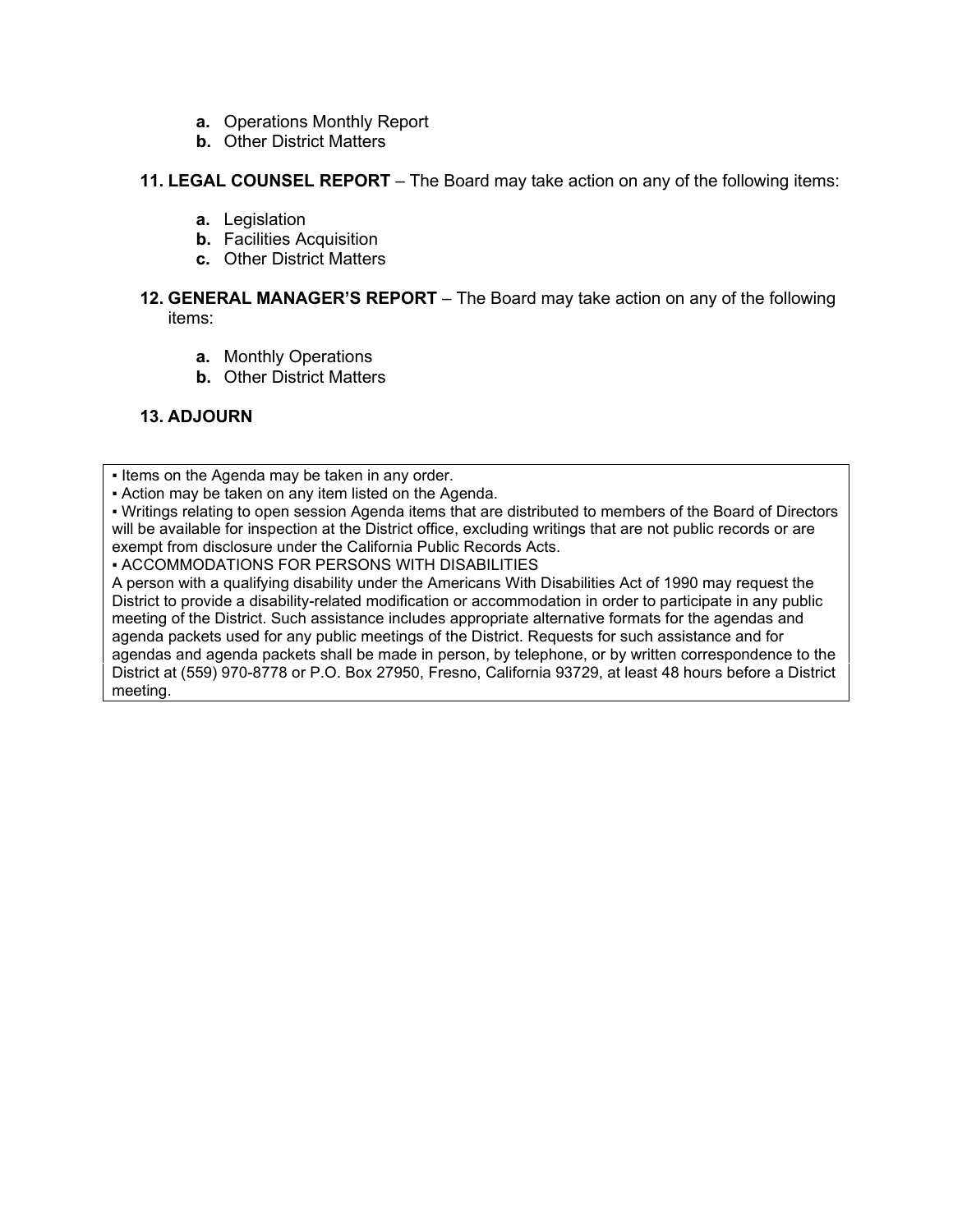- **a.** Operations Monthly Report
- **b.** Other District Matters

**11. LEGAL COUNSEL REPORT** – The Board may take action on any of the following items:

- **a.** Legislation
- **b.** Facilities Acquisition
- **c.** Other District Matters

**12. GENERAL MANAGER'S REPORT** – The Board may take action on any of the following items:

- **a.** Monthly Operations
- **b.** Other District Matters

**13. ADJOURN**

▪ Items on the Agenda may be taken in any order.
▪ Action may be taken on any item listed on the Agenda.
▪ Writings relating to open session Agenda items that are distributed to members of the Board of Directors will be available for inspection at the District office, excluding writings that are not public records or are exempt from disclosure under the California Public Records Acts.
▪ ACCOMMODATIONS FOR PERSONS WITH DISABILITIES
A person with a qualifying disability under the Americans With Disabilities Act of 1990 may request the District to provide a disability-related modification or accommodation in order to participate in any public meeting of the District. Such assistance includes appropriate alternative formats for the agendas and agenda packets used for any public meetings of the District. Requests for such assistance and for agendas and agenda packets shall be made in person, by telephone, or by written correspondence to the District at (559) 970-8778 or P.O. Box 27950, Fresno, California 93729, at least 48 hours before a District meeting.